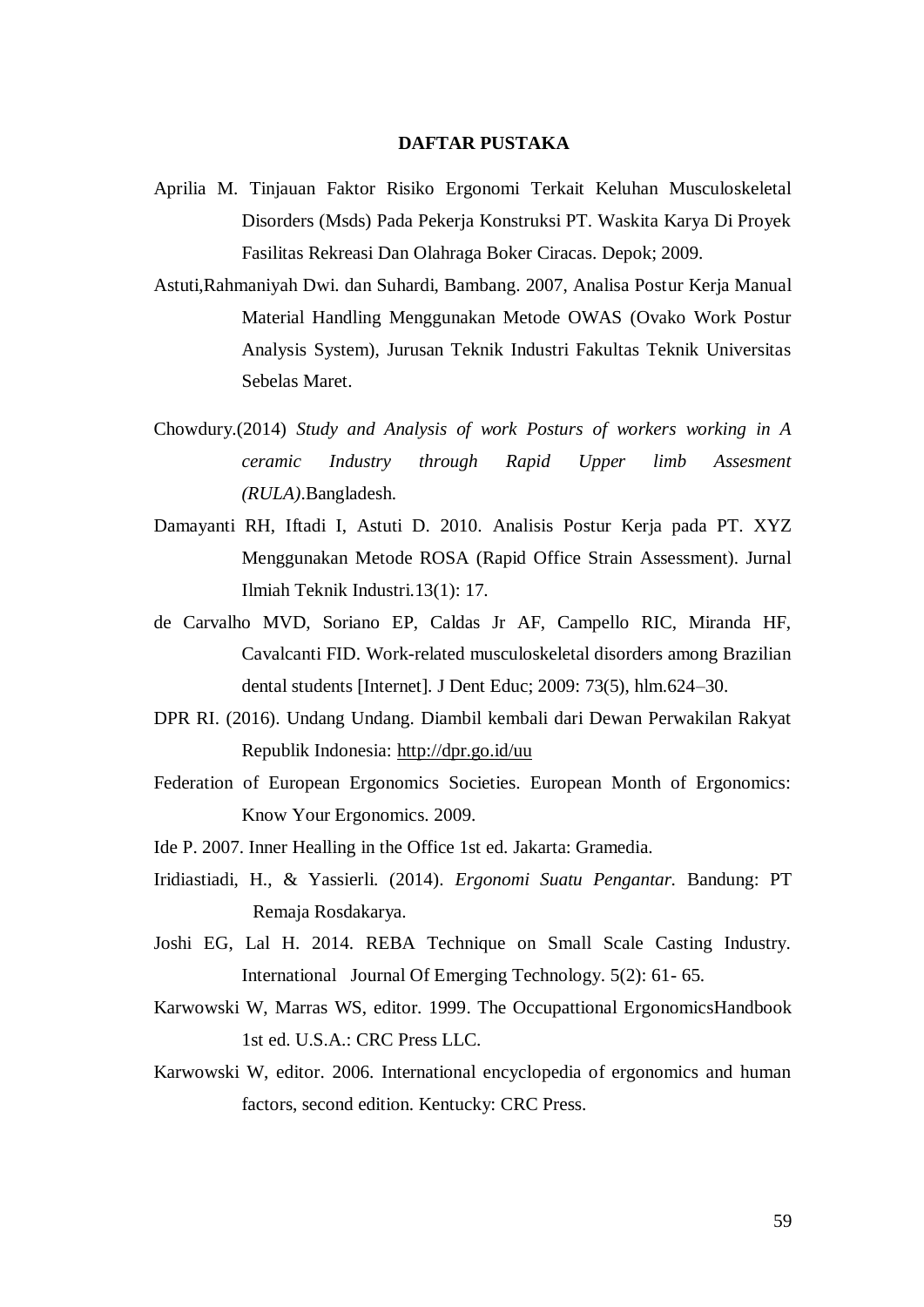# DAFTAR PUSTAKA

Aprilia M. Tinjauan Faktor Risiko Ergonomi Terkait Keluhan Musculoskeletal Disorders (Msds) Pada Pekerja Konstruksi PT. Waskita Karya Di Proyek Fasilitas Rekreasi Dan Olahraga Boker Ciracas. Depok; 2009.

Astuti,Rahmaniyah Dwi. dan Suhardi, Bambang. 2007, Analisa Postur Kerja Manual Material Handling Menggunakan Metode OWAS (Ovako Work Postur Analysis System), Jurusan Teknik Industri Fakultas Teknik Universitas Sebelas Maret.

Chowdury.(2014) *Study and Analysis of work Posturs of workers working in A ceramic Industry through Rapid Upper limb Assesment (RULA)*.Bangladesh.

Damayanti RH, Iftadi I, Astuti D. 2010. Analisis Postur Kerja pada PT. XYZ Menggunakan Metode ROSA (Rapid Office Strain Assessment). Jurnal Ilmiah Teknik Industri.13(1): 17.

de Carvalho MVD, Soriano EP, Caldas Jr AF, Campello RIC, Miranda HF, Cavalcanti FID. Work-related musculoskeletal disorders among Brazilian dental students [Internet]. J Dent Educ; 2009: 73(5), hlm.624–30.

DPR RI. (2016). Undang Undang. Diambil kembali dari Dewan Perwakilan Rakyat Republik Indonesia: http://dpr.go.id/uu

Federation of European Ergonomics Societies. European Month of Ergonomics: Know Your Ergonomics. 2009.

Ide P. 2007. Inner Healling in the Office 1st ed. Jakarta: Gramedia.

Iridiastiadi, H., & Yassierli. (2014). *Ergonomi Suatu Pengantar.* Bandung: PT Remaja Rosdakarya.

Joshi EG, Lal H. 2014. REBA Technique on Small Scale Casting Industry. International Journal Of Emerging Technology. 5(2): 61- 65.

Karwowski W, Marras WS, editor. 1999. The Occupattional ErgonomicsHandbook 1st ed. U.S.A.: CRC Press LLC.

Karwowski W, editor. 2006. International encyclopedia of ergonomics and human factors, second edition. Kentucky: CRC Press.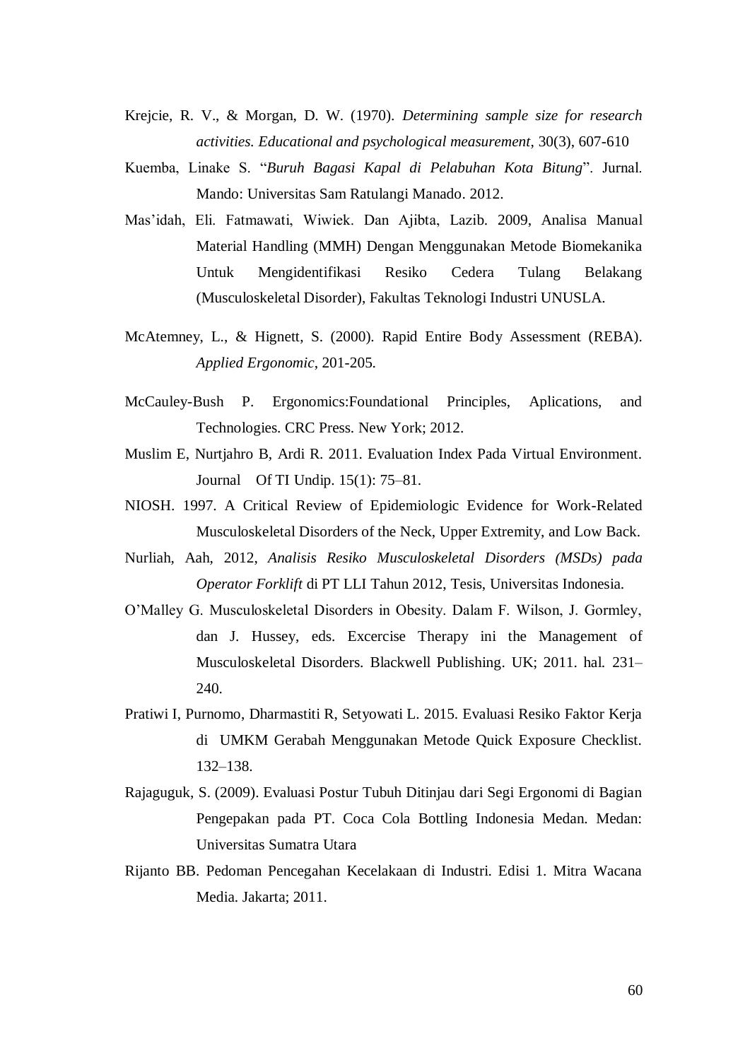Krejcie, R. V., & Morgan, D. W. (1970). *Determining sample size for research activities. Educational and psychological measurement*, 30(3), 607-610

Kuemba, Linake S. "*Buruh Bagasi Kapal di Pelabuhan Kota Bitung*". Jurnal. Mando: Universitas Sam Ratulangi Manado. 2012.

Mas'idah, Eli. Fatmawati, Wiwiek. Dan Ajibta, Lazib. 2009, Analisa Manual Material Handling (MMH) Dengan Menggunakan Metode Biomekanika Untuk Mengidentifikasi Resiko Cedera Tulang Belakang (Musculoskeletal Disorder), Fakultas Teknologi Industri UNUSLA.

McAtemney, L., & Hignett, S. (2000). Rapid Entire Body Assessment (REBA). *Applied Ergonomic*, 201-205.

McCauley-Bush P. Ergonomics:Foundational Principles, Aplications, and Technologies. CRC Press. New York; 2012.

Muslim E, Nurtjahro B, Ardi R. 2011. Evaluation Index Pada Virtual Environment. Journal Of TI Undip. 15(1): 75–81.

NIOSH. 1997. A Critical Review of Epidemiologic Evidence for Work-Related Musculoskeletal Disorders of the Neck, Upper Extremity, and Low Back.

Nurliah, Aah, 2012, *Analisis Resiko Musculoskeletal Disorders (MSDs) pada Operator Forklift* di PT LLI Tahun 2012, Tesis, Universitas Indonesia.

O'Malley G. Musculoskeletal Disorders in Obesity. Dalam F. Wilson, J. Gormley, dan J. Hussey, eds. Excercise Therapy ini the Management of Musculoskeletal Disorders. Blackwell Publishing. UK; 2011. hal. 231–240.

Pratiwi I, Purnomo, Dharmastiti R, Setyowati L. 2015. Evaluasi Resiko Faktor Kerja di UMKM Gerabah Menggunakan Metode Quick Exposure Checklist. 132–138.

Rajaguguk, S. (2009). Evaluasi Postur Tubuh Ditinjau dari Segi Ergonomi di Bagian Pengepakan pada PT. Coca Cola Bottling Indonesia Medan. Medan: Universitas Sumatra Utara

Rijanto BB. Pedoman Pencegahan Kecelakaan di Industri. Edisi 1. Mitra Wacana Media. Jakarta; 2011.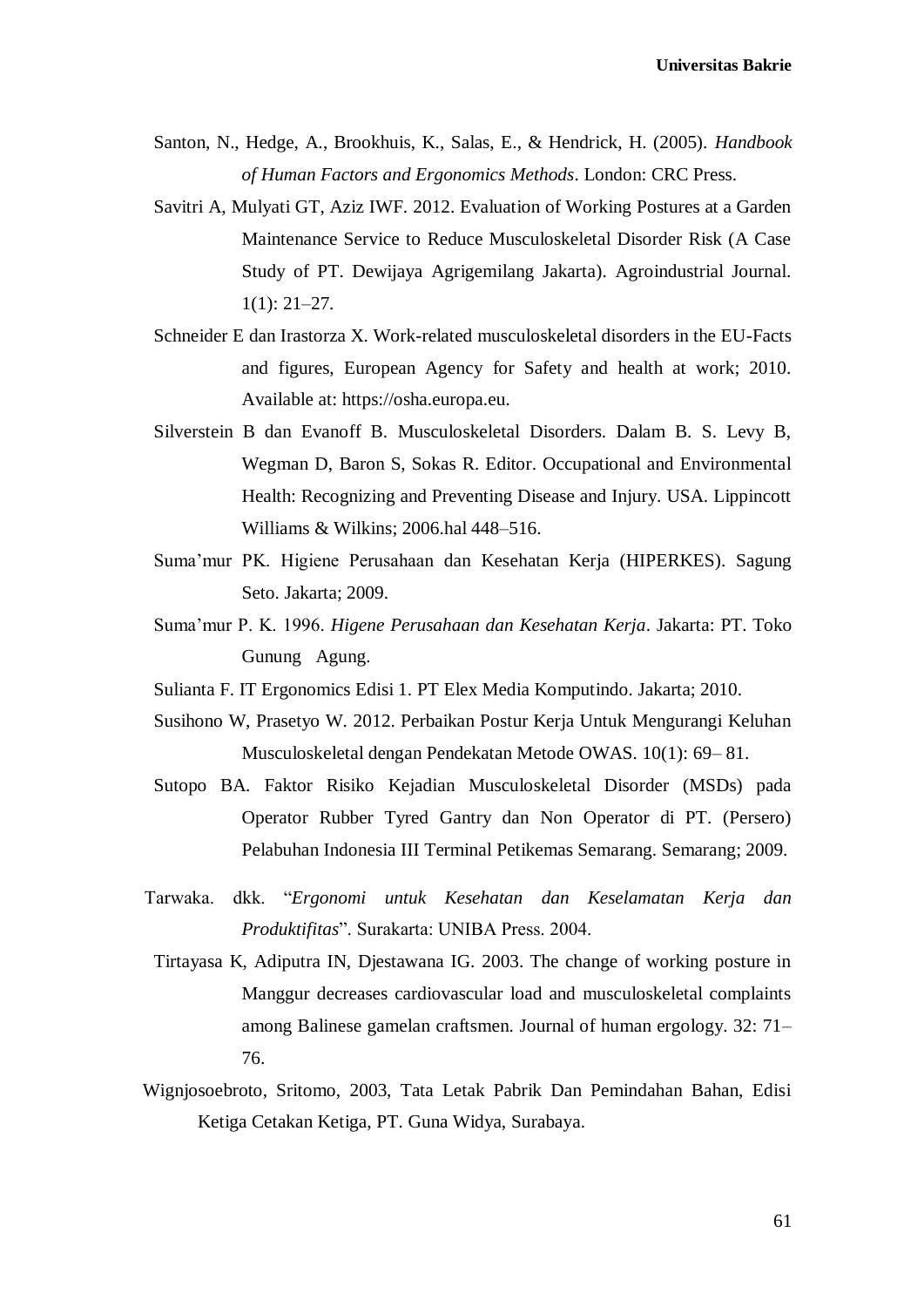Santon, N., Hedge, A., Brookhuis, K., Salas, E., & Hendrick, H. (2005). *Handbook of Human Factors and Ergonomics Methods*. London: CRC Press.

Savitri A, Mulyati GT, Aziz IWF. 2012. Evaluation of Working Postures at a Garden Maintenance Service to Reduce Musculoskeletal Disorder Risk (A Case Study of PT. Dewijaya Agrigemilang Jakarta). Agroindustrial Journal. 1(1): 21–27.

Schneider E dan Irastorza X. Work-related musculoskeletal disorders in the EU-Facts and figures, European Agency for Safety and health at work; 2010. Available at: https://osha.europa.eu.

Silverstein B dan Evanoff B. Musculoskeletal Disorders. Dalam B. S. Levy B, Wegman D, Baron S, Sokas R. Editor. Occupational and Environmental Health: Recognizing and Preventing Disease and Injury. USA. Lippincott Williams & Wilkins; 2006.hal 448–516.

Suma'mur PK. Higiene Perusahaan dan Kesehatan Kerja (HIPERKES). Sagung Seto. Jakarta; 2009.

Suma'mur P. K. 1996. *Higene Perusahaan dan Kesehatan Kerja*. Jakarta: PT. Toko Gunung Agung.

Sulianta F. IT Ergonomics Edisi 1. PT Elex Media Komputindo. Jakarta; 2010.

Susihono W, Prasetyo W. 2012. Perbaikan Postur Kerja Untuk Mengurangi Keluhan Musculoskeletal dengan Pendekatan Metode OWAS. 10(1): 69– 81.

Sutopo BA. Faktor Risiko Kejadian Musculoskeletal Disorder (MSDs) pada Operator Rubber Tyred Gantry dan Non Operator di PT. (Persero) Pelabuhan Indonesia III Terminal Petikemas Semarang. Semarang; 2009.

Tarwaka. dkk. "*Ergonomi untuk Kesehatan dan Keselamatan Kerja dan Produktifitas*". Surakarta: UNIBA Press. 2004.

Tirtayasa K, Adiputra IN, Djestawana IG. 2003. The change of working posture in Manggur decreases cardiovascular load and musculoskeletal complaints among Balinese gamelan craftsmen. Journal of human ergology. 32: 71–76.

Wignjosoebroto, Sritomo, 2003, Tata Letak Pabrik Dan Pemindahan Bahan, Edisi Ketiga Cetakan Ketiga, PT. Guna Widya, Surabaya.